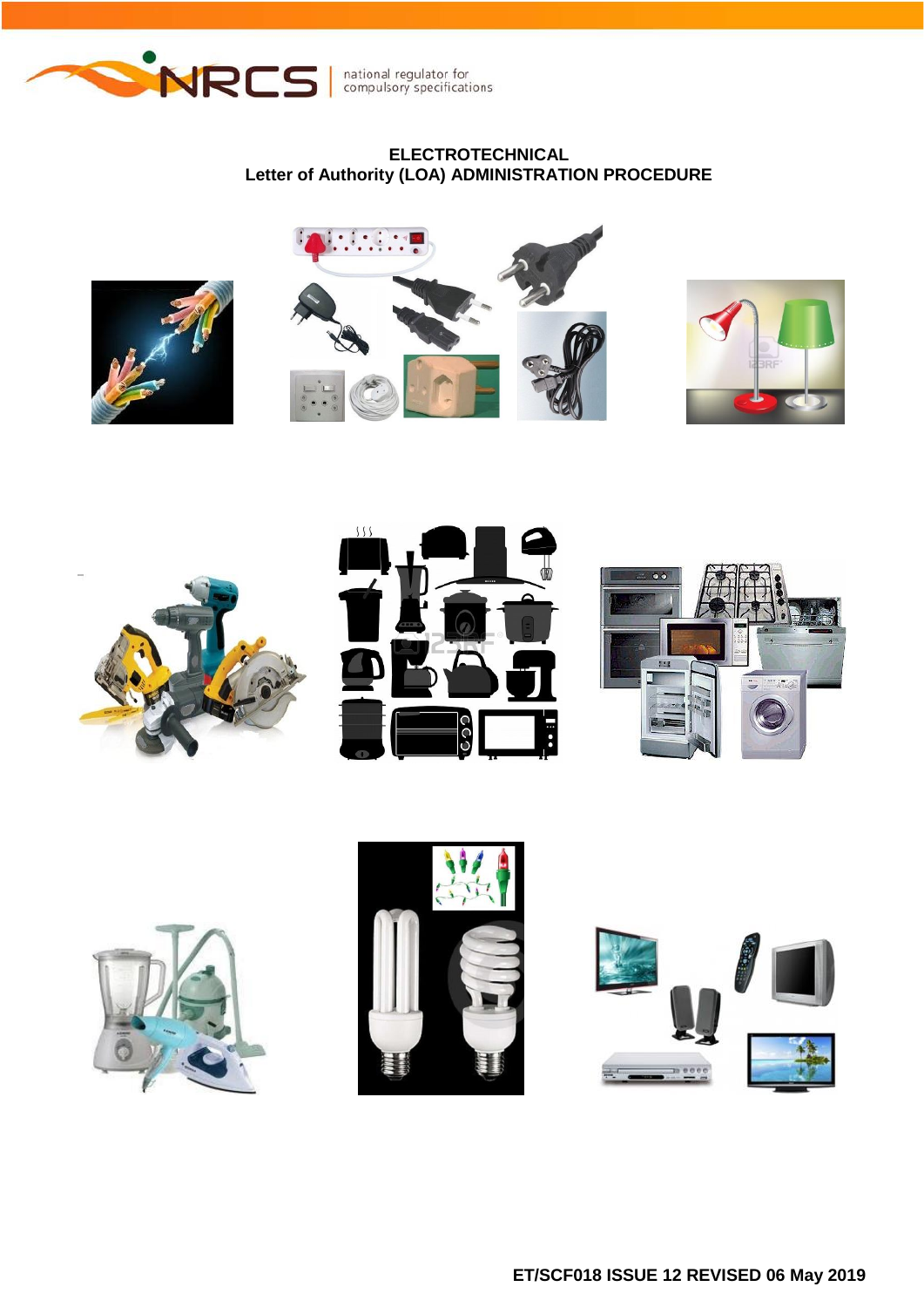national regulator for compulsory specifications

# ELECTROTECHNICAL
# Letter of Authority (LOA) ADMINISTRATION PROCEDURE

ET/SCF018 ISSUE 12 REVISED 06 May 2019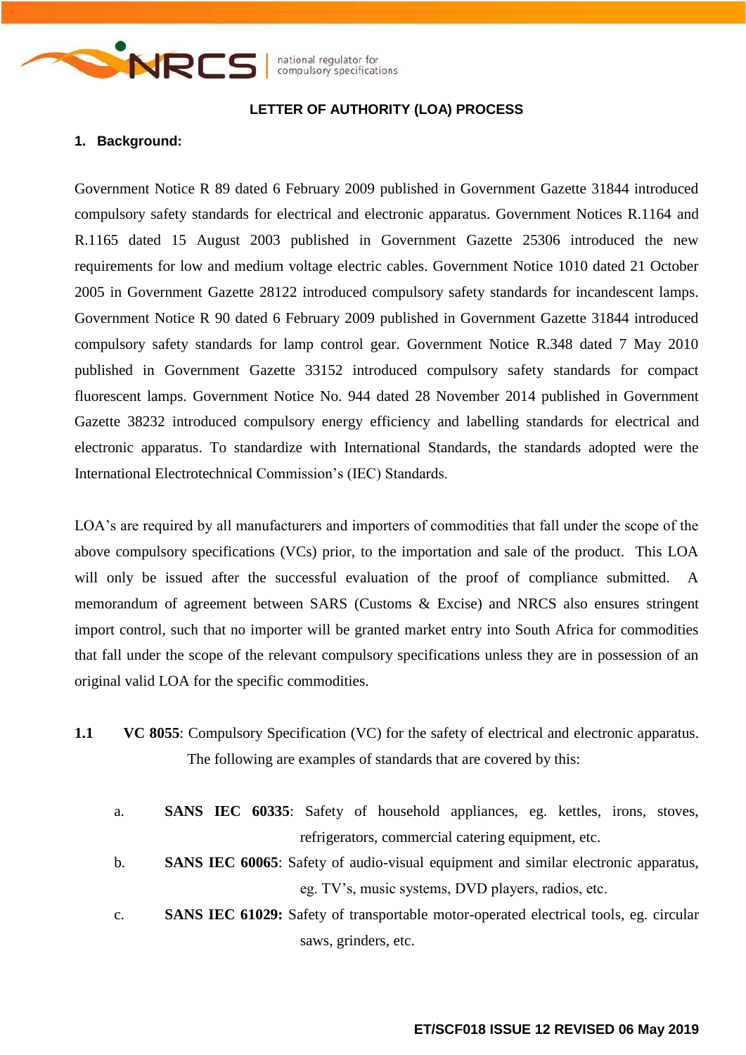## LETTER OF AUTHORITY (LOA) PROCESS

### 1. Background:

Government Notice R 89 dated 6 February 2009 published in Government Gazette 31844 introduced compulsory safety standards for electrical and electronic apparatus. Government Notices R.1164 and R.1165 dated 15 August 2003 published in Government Gazette 25306 introduced the new requirements for low and medium voltage electric cables. Government Notice 1010 dated 21 October 2005 in Government Gazette 28122 introduced compulsory safety standards for incandescent lamps. Government Notice R 90 dated 6 February 2009 published in Government Gazette 31844 introduced compulsory safety standards for lamp control gear. Government Notice R.348 dated 7 May 2010 published in Government Gazette 33152 introduced compulsory safety standards for compact fluorescent lamps. Government Notice No. 944 dated 28 November 2014 published in Government Gazette 38232 introduced compulsory energy efficiency and labelling standards for electrical and electronic apparatus. To standardize with International Standards, the standards adopted were the International Electrotechnical Commission's (IEC) Standards.

LOA's are required by all manufacturers and importers of commodities that fall under the scope of the above compulsory specifications (VCs) prior, to the importation and sale of the product. This LOA will only be issued after the successful evaluation of the proof of compliance submitted. A memorandum of agreement between SARS (Customs & Excise) and NRCS also ensures stringent import control, such that no importer will be granted market entry into South Africa for commodities that fall under the scope of the relevant compulsory specifications unless they are in possession of an original valid LOA for the specific commodities.

**1.1** **VC 8055**: Compulsory Specification (VC) for the safety of electrical and electronic apparatus. The following are examples of standards that are covered by this:

a. **SANS IEC 60335**: Safety of household appliances, eg. kettles, irons, stoves, refrigerators, commercial catering equipment, etc.

b. **SANS IEC 60065**: Safety of audio-visual equipment and similar electronic apparatus, eg. TV's, music systems, DVD players, radios, etc.

c. **SANS IEC 61029:** Safety of transportable motor-operated electrical tools, eg. circular saws, grinders, etc.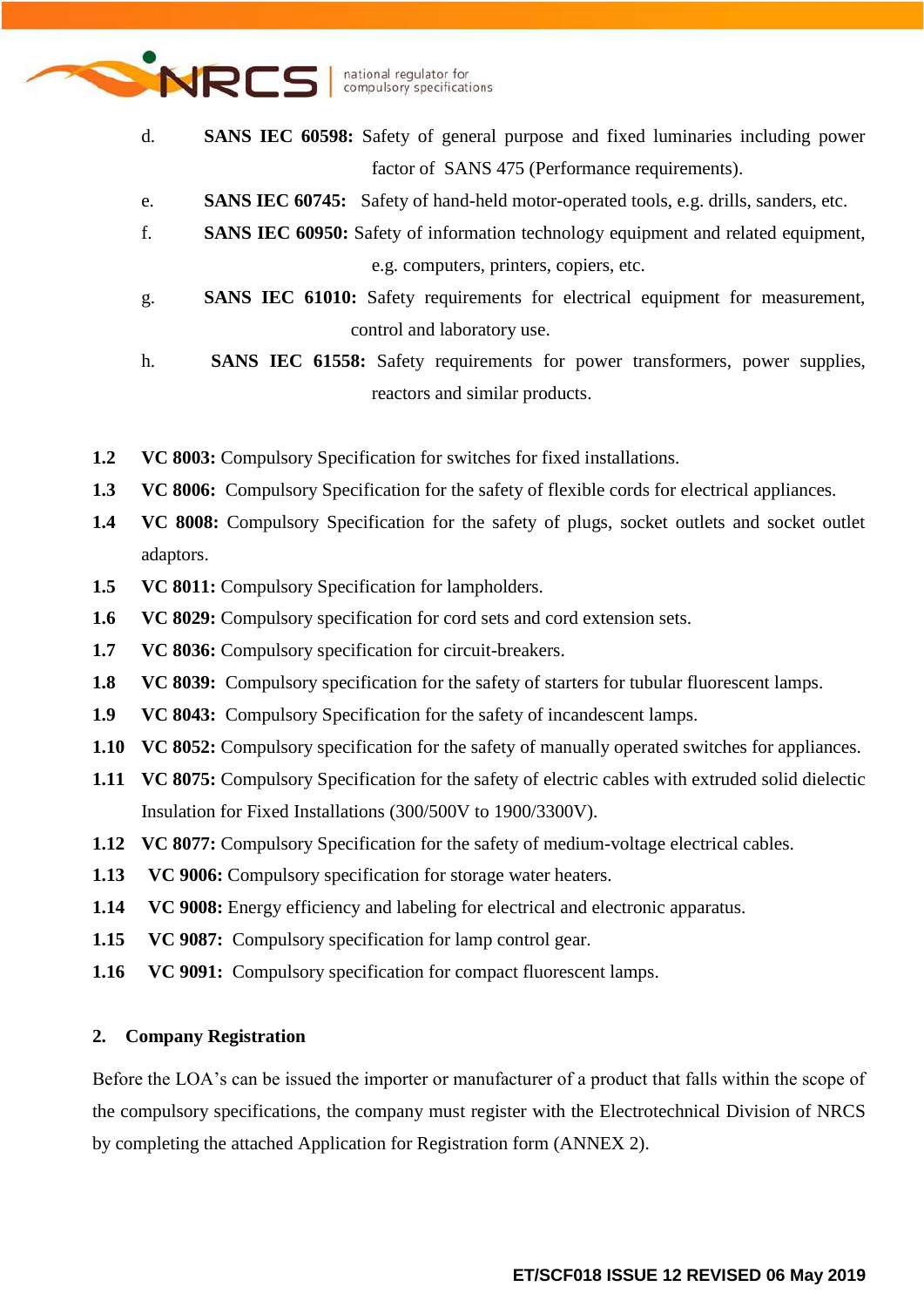d. **SANS IEC 60598:** Safety of general purpose and fixed luminaries including power factor of SANS 475 (Performance requirements).

e. **SANS IEC 60745:** Safety of hand-held motor-operated tools, e.g. drills, sanders, etc.

f. **SANS IEC 60950:** Safety of information technology equipment and related equipment, e.g. computers, printers, copiers, etc.

g. **SANS IEC 61010:** Safety requirements for electrical equipment for measurement, control and laboratory use.

h. **SANS IEC 61558:** Safety requirements for power transformers, power supplies, reactors and similar products.

**1.2** **VC 8003:** Compulsory Specification for switches for fixed installations.

**1.3** **VC 8006:** Compulsory Specification for the safety of flexible cords for electrical appliances.

**1.4** **VC 8008:** Compulsory Specification for the safety of plugs, socket outlets and socket outlet adaptors.

**1.5** **VC 8011:** Compulsory Specification for lampholders.

**1.6** **VC 8029:** Compulsory specification for cord sets and cord extension sets.

**1.7** **VC 8036:** Compulsory specification for circuit-breakers.

**1.8** **VC 8039:** Compulsory specification for the safety of starters for tubular fluorescent lamps.

**1.9** **VC 8043:** Compulsory Specification for the safety of incandescent lamps.

**1.10** **VC 8052:** Compulsory specification for the safety of manually operated switches for appliances.

**1.11** **VC 8075:** Compulsory Specification for the safety of electric cables with extruded solid dielectic Insulation for Fixed Installations (300/500V to 1900/3300V).

**1.12** **VC 8077:** Compulsory Specification for the safety of medium-voltage electrical cables.

**1.13** **VC 9006:** Compulsory specification for storage water heaters.

**1.14** **VC 9008:** Energy efficiency and labeling for electrical and electronic apparatus.

**1.15** **VC 9087:** Compulsory specification for lamp control gear.

**1.16** **VC 9091:** Compulsory specification for compact fluorescent lamps.

## 2. Company Registration

Before the LOA's can be issued the importer or manufacturer of a product that falls within the scope of the compulsory specifications, the company must register with the Electrotechnical Division of NRCS by completing the attached Application for Registration form (ANNEX 2).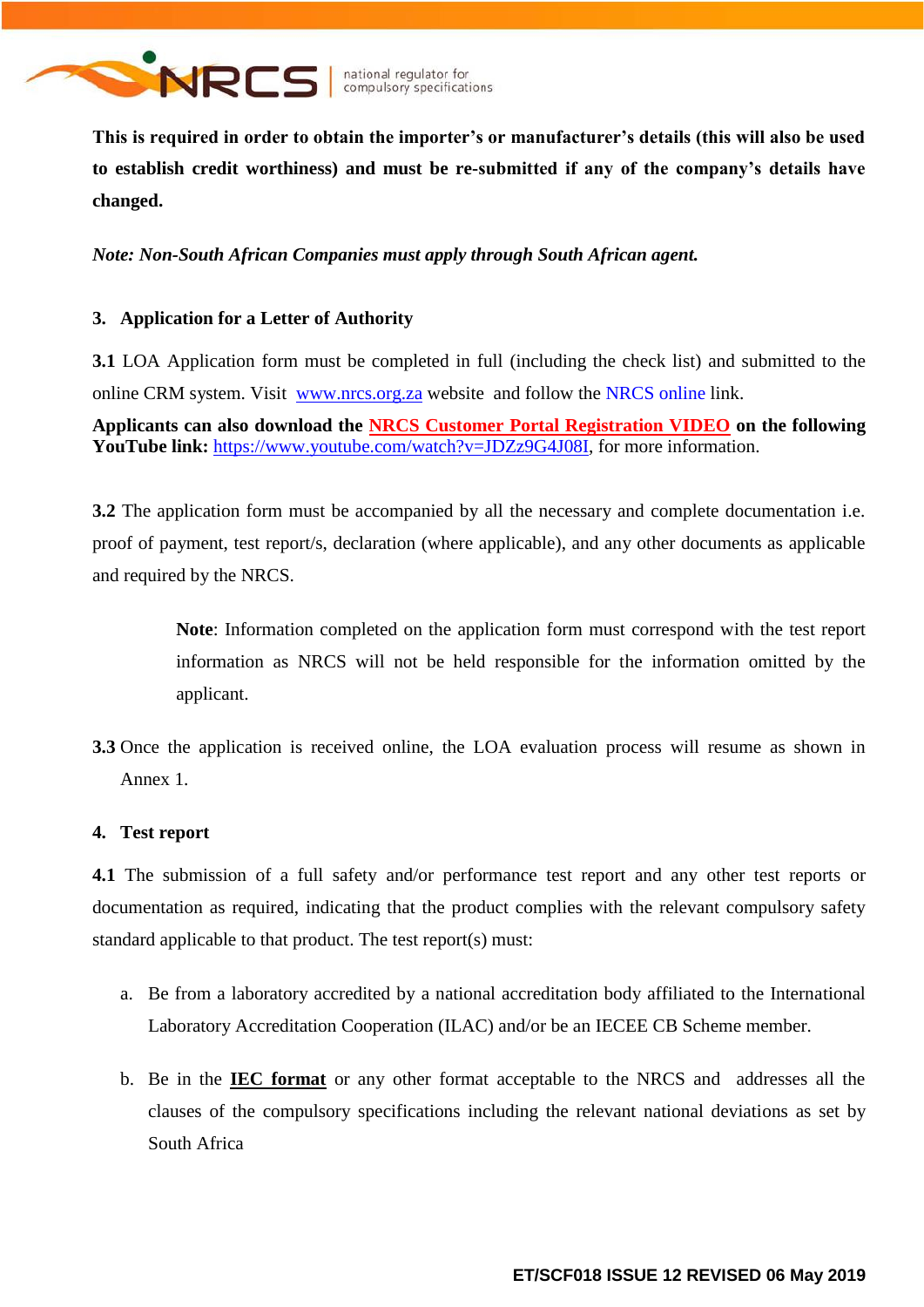**This is required in order to obtain the importer's or manufacturer's details (this will also be used to establish credit worthiness) and must be re-submitted if any of the company's details have changed.**

***Note: Non-South African Companies must apply through South African agent.***

## 3. Application for a Letter of Authority

**3.1** LOA Application form must be completed in full (including the check list) and submitted to the online CRM system. Visit [www.nrcs.org.za](http://www.nrcs.org.za) website and follow the NRCS online link.

**Applicants can also download the NRCS Customer Portal Registration VIDEO on the following YouTube link:** [https://www.youtube.com/watch?v=JDZz9G4J08I](https://www.youtube.com/watch?v=JDZz9G4J08I), for more information.

**3.2** The application form must be accompanied by all the necessary and complete documentation i.e. proof of payment, test report/s, declaration (where applicable), and any other documents as applicable and required by the NRCS.

> **Note**: Information completed on the application form must correspond with the test report information as NRCS will not be held responsible for the information omitted by the applicant.

**3.3** Once the application is received online, the LOA evaluation process will resume as shown in Annex 1.

## 4. Test report

**4.1** The submission of a full safety and/or performance test report and any other test reports or documentation as required, indicating that the product complies with the relevant compulsory safety standard applicable to that product. The test report(s) must:

a. Be from a laboratory accredited by a national accreditation body affiliated to the International Laboratory Accreditation Cooperation (ILAC) and/or be an IECEE CB Scheme member.

b. Be in the **IEC format** or any other format acceptable to the NRCS and addresses all the clauses of the compulsory specifications including the relevant national deviations as set by South Africa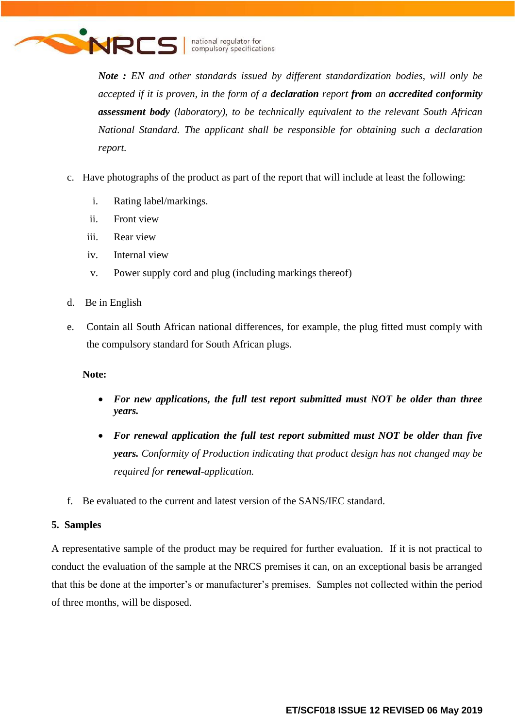*Note : EN and other standards issued by different standardization bodies, will only be accepted if it is proven, in the form of a* ***declaration*** *report* ***from*** *an* ***accredited conformity assessment body*** *(laboratory), to be technically equivalent to the relevant South African National Standard. The applicant shall be responsible for obtaining such a declaration report.*

c. Have photographs of the product as part of the report that will include at least the following:

   i. Rating label/markings.
   ii. Front view
   iii. Rear view
   iv. Internal view
   v. Power supply cord and plug (including markings thereof)

d. Be in English

e. Contain all South African national differences, for example, the plug fitted must comply with the compulsory standard for South African plugs.

**Note:**

- ***For new applications, the full test report submitted must NOT be older than three years.***
- ***For renewal application the full test report submitted must NOT be older than five years.*** *Conformity of Production indicating that product design has not changed may be required for* ***renewal****-application.*

f. Be evaluated to the current and latest version of the SANS/IEC standard.

## 5. Samples

A representative sample of the product may be required for further evaluation. If it is not practical to conduct the evaluation of the sample at the NRCS premises it can, on an exceptional basis be arranged that this be done at the importer's or manufacturer's premises. Samples not collected within the period of three months, will be disposed.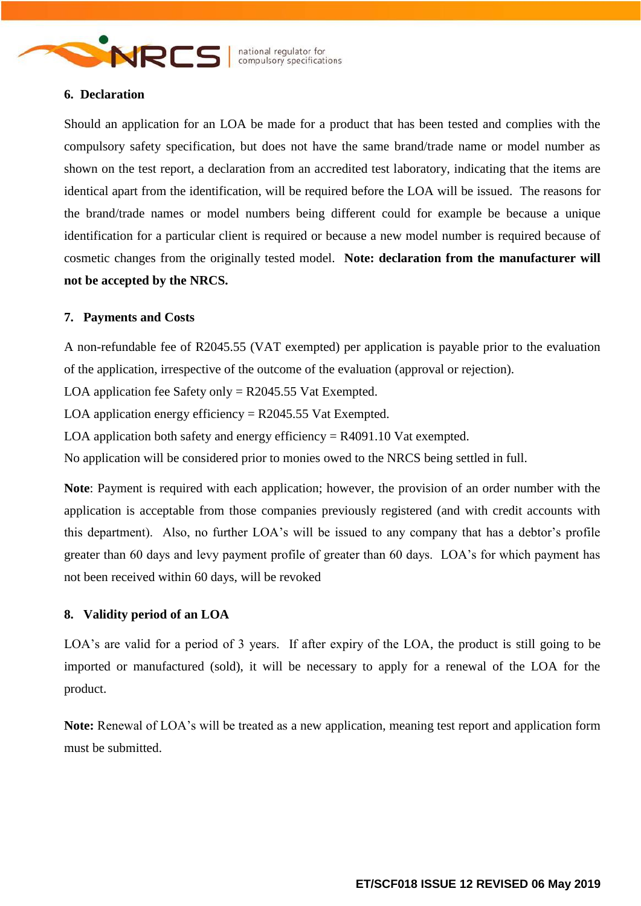## 6. Declaration

Should an application for an LOA be made for a product that has been tested and complies with the compulsory safety specification, but does not have the same brand/trade name or model number as shown on the test report, a declaration from an accredited test laboratory, indicating that the items are identical apart from the identification, will be required before the LOA will be issued. The reasons for the brand/trade names or model numbers being different could for example be because a unique identification for a particular client is required or because a new model number is required because of cosmetic changes from the originally tested model. **Note: declaration from the manufacturer will not be accepted by the NRCS.**

## 7. Payments and Costs

A non-refundable fee of R2045.55 (VAT exempted) per application is payable prior to the evaluation of the application, irrespective of the outcome of the evaluation (approval or rejection).

LOA application fee Safety only = R2045.55 Vat Exempted.

LOA application energy efficiency = R2045.55 Vat Exempted.

LOA application both safety and energy efficiency = R4091.10 Vat exempted.

No application will be considered prior to monies owed to the NRCS being settled in full.

**Note**: Payment is required with each application; however, the provision of an order number with the application is acceptable from those companies previously registered (and with credit accounts with this department). Also, no further LOA's will be issued to any company that has a debtor's profile greater than 60 days and levy payment profile of greater than 60 days. LOA's for which payment has not been received within 60 days, will be revoked

## 8. Validity period of an LOA

LOA's are valid for a period of 3 years. If after expiry of the LOA, the product is still going to be imported or manufactured (sold), it will be necessary to apply for a renewal of the LOA for the product.

**Note:** Renewal of LOA's will be treated as a new application, meaning test report and application form must be submitted.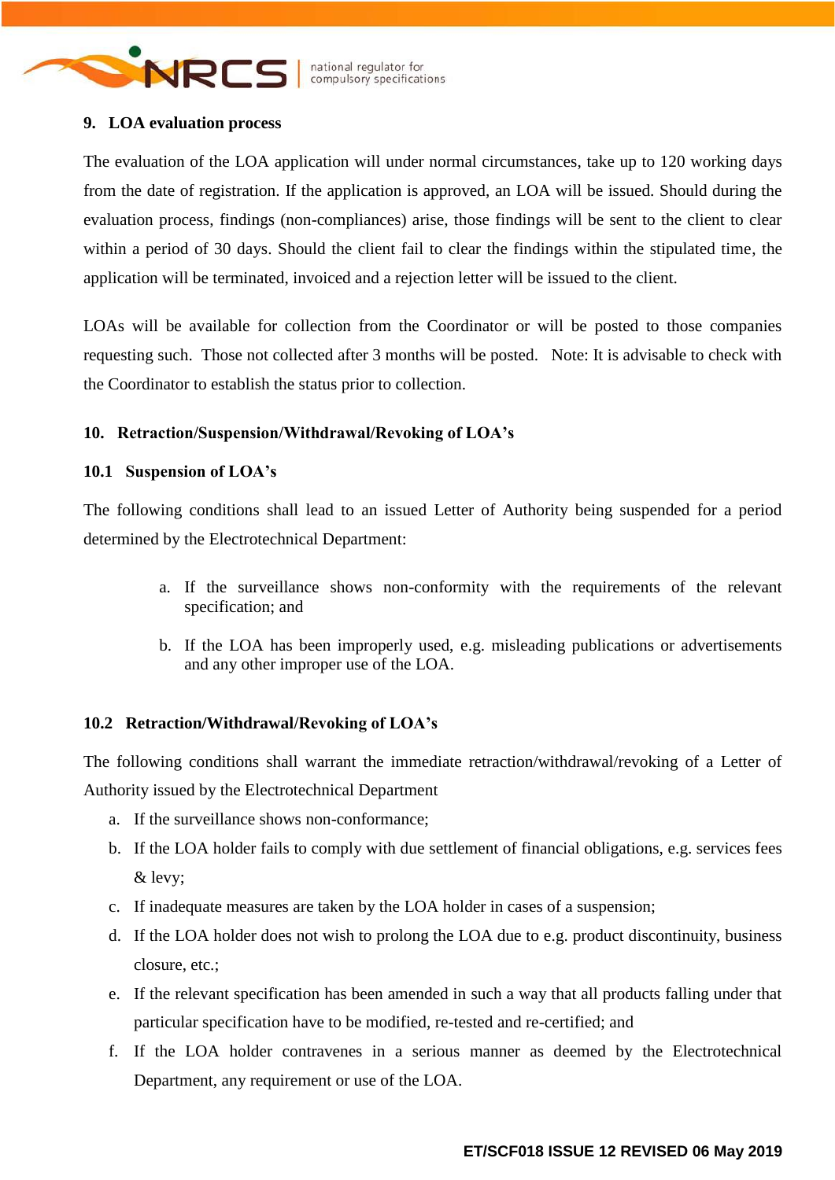## 9. LOA evaluation process

The evaluation of the LOA application will under normal circumstances, take up to 120 working days from the date of registration. If the application is approved, an LOA will be issued. Should during the evaluation process, findings (non-compliances) arise, those findings will be sent to the client to clear within a period of 30 days. Should the client fail to clear the findings within the stipulated time, the application will be terminated, invoiced and a rejection letter will be issued to the client.

LOAs will be available for collection from the Coordinator or will be posted to those companies requesting such. Those not collected after 3 months will be posted. Note: It is advisable to check with the Coordinator to establish the status prior to collection.

## 10. Retraction/Suspension/Withdrawal/Revoking of LOA's

### 10.1 Suspension of LOA's

The following conditions shall lead to an issued Letter of Authority being suspended for a period determined by the Electrotechnical Department:

a. If the surveillance shows non-conformity with the requirements of the relevant specification; and

b. If the LOA has been improperly used, e.g. misleading publications or advertisements and any other improper use of the LOA.

### 10.2 Retraction/Withdrawal/Revoking of LOA's

The following conditions shall warrant the immediate retraction/withdrawal/revoking of a Letter of Authority issued by the Electrotechnical Department

a. If the surveillance shows non-conformance;
b. If the LOA holder fails to comply with due settlement of financial obligations, e.g. services fees & levy;
c. If inadequate measures are taken by the LOA holder in cases of a suspension;
d. If the LOA holder does not wish to prolong the LOA due to e.g. product discontinuity, business closure, etc.;
e. If the relevant specification has been amended in such a way that all products falling under that particular specification have to be modified, re-tested and re-certified; and
f. If the LOA holder contravenes in a serious manner as deemed by the Electrotechnical Department, any requirement or use of the LOA.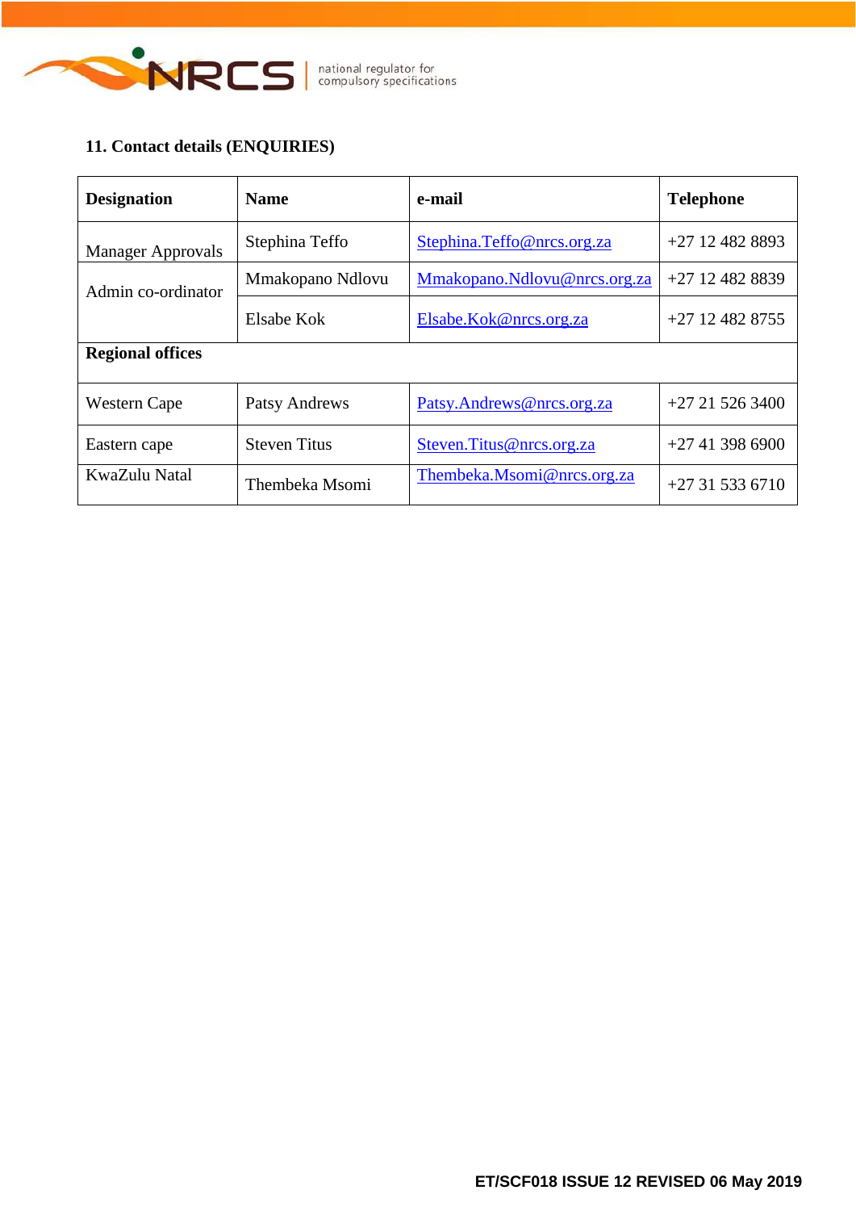## 11. Contact details (ENQUIRIES)

| Designation | Name | e-mail | Telephone |
|---|---|---|---|
| Manager Approvals | Stephina Teffo | Stephina.Teffo@nrcs.org.za | +27 12 482 8893 |
| Admin co-ordinator | Mmakopano Ndlovu | Mmakopano.Ndlovu@nrcs.org.za | +27 12 482 8839 |
| | Elsabe Kok | Elsabe.Kok@nrcs.org.za | +27 12 482 8755 |
| **Regional offices** | | | |
| Western Cape | Patsy Andrews | Patsy.Andrews@nrcs.org.za | +27 21 526 3400 |
| Eastern cape | Steven Titus | Steven.Titus@nrcs.org.za | +27 41 398 6900 |
| KwaZulu Natal | Thembeka Msomi | Thembeka.Msomi@nrcs.org.za | +27 31 533 6710 |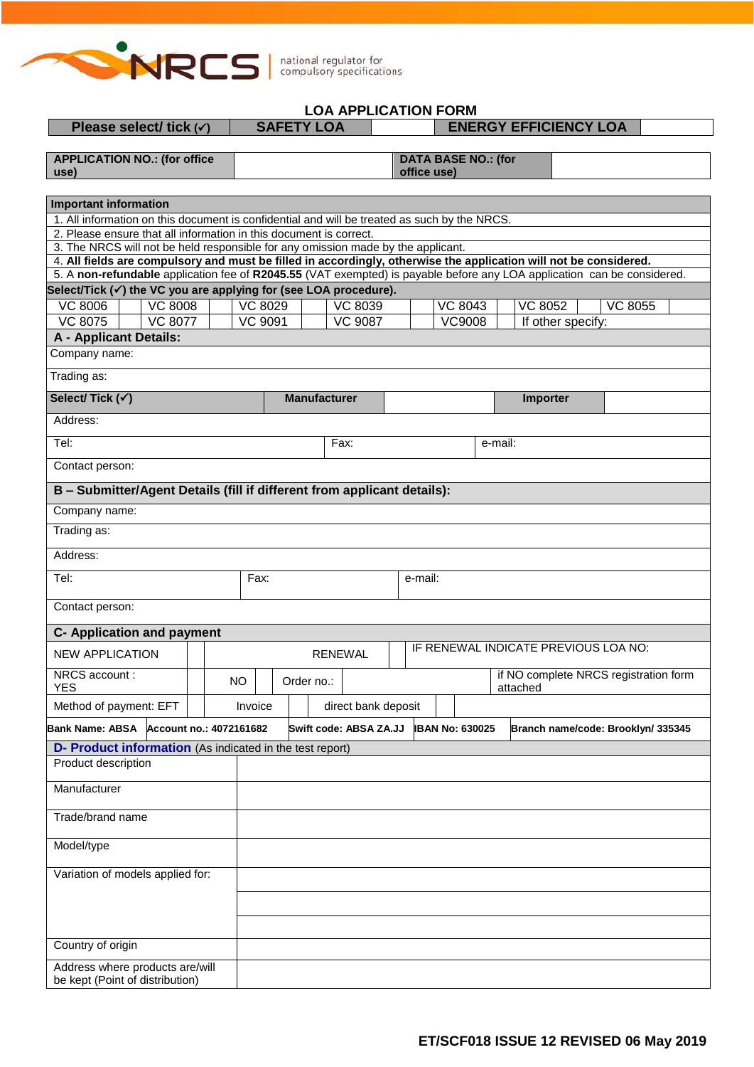NRCS national regulator for compulsory specifications

## LOA APPLICATION FORM

| Please select/ tick (✓) | SAFETY LOA | | ENERGY EFFICIENCY LOA | |
|---|---|---|---|---|

| APPLICATION NO.: (for office use) | | DATA BASE NO.: (for office use) | |
|---|---|---|---|

| **Important information** |
|---|
| 1. All information on this document is confidential and will be treated as such by the NRCS. |
| 2. Please ensure that all information in this document is correct. |
| 3. The NRCS will not be held responsible for any omission made by the applicant. |
| 4. **All fields are compulsory and must be filled in accordingly, otherwise the application will not be considered.** |
| 5. A **non-refundable** application fee of **R2045.55** (VAT exempted) is payable before any LOA application can be considered. |

**Select/Tick (✓) the VC you are applying for (see LOA procedure).**

| VC 8006 | | VC 8008 | | VC 8029 | | VC 8039 | | VC 8043 | | VC 8052 | | VC 8055 | |
|---|---|---|---|---|---|---|---|---|---|---|---|---|---|
| VC 8075 | | VC 8077 | | VC 9091 | | VC 9087 | | VC9008 | | If other specify: | | | |

### A - Applicant Details:

| | | | |
|---|---|---|---|
| Company name: | | | |
| Trading as: | | | |
| **Select/ Tick (✓)** | **Manufacturer** | | **Importer** |
| Address: | | | |
| Tel: | Fax: | e-mail: | |
| Contact person: | | | |

### B – Submitter/Agent Details (fill if different from applicant details):

| | | |
|---|---|---|
| Company name: | | |
| Trading as: | | |
| Address: | | |
| Tel: | Fax: | e-mail: |
| Contact person: | | |

### C- Application and payment

| | | | | |
|---|---|---|---|---|
| NEW APPLICATION | | RENEWAL | | IF RENEWAL INDICATE PREVIOUS LOA NO: |
| NRCS account : YES | | NO | | Order no.: | | if NO complete NRCS registration form attached |
| Method of payment: EFT | | Invoice | | direct bank deposit | |

| **Bank Name: ABSA** | **Account no.: 4072161682** | **Swift code: ABSA ZA.JJ** | **IBAN No: 630025** | **Branch name/code: Brooklyn/ 335345** |
|---|---|---|---|---|

### D- Product information (As indicated in the test report)

| | |
|---|---|
| Product description | |
| Manufacturer | |
| Trade/brand name | |
| Model/type | |
| Variation of models applied for: | |
| | |
| | |
| Country of origin | |
| Address where products are/will be kept (Point of distribution) | |

**ET/SCF018 ISSUE 12 REVISED 06 May 2019**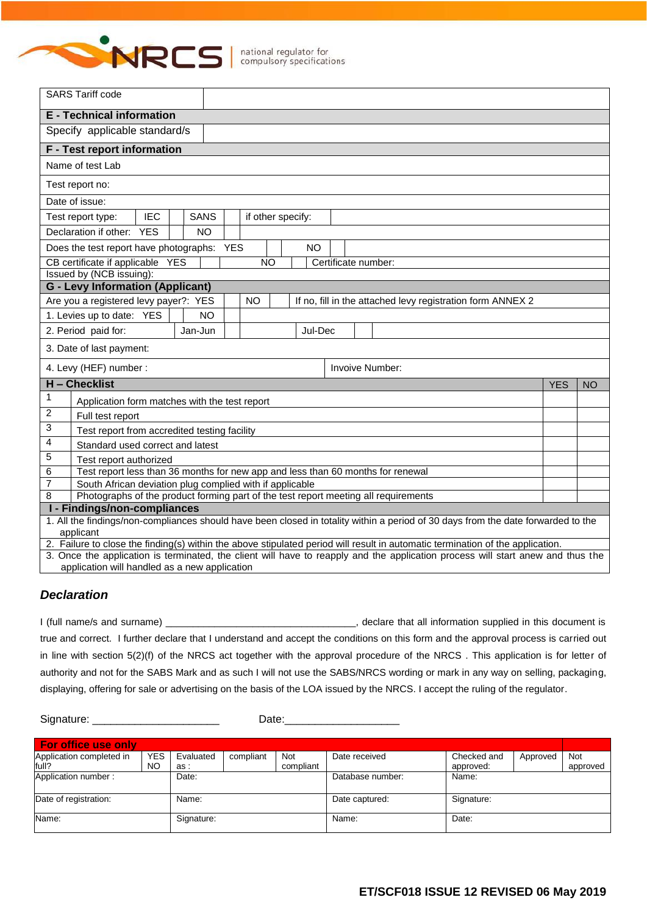| SARS Tariff code | |
|---|---|

**E - Technical information**

| Specify applicable standard/s | |
|---|---|

**F - Test report information**

| Name of test Lab |
|---|
| Test report no: |
| Date of issue: |
| Test report type: IEC ☐ SANS ☐ if other specify: |
| Declaration if other: YES ☐ NO ☐ |
| Does the test report have photographs: YES ☐ NO ☐ |
| CB certificate if applicable YES ☐ NO ☐ Certificate number: |
| Issued by (NCB issuing): |

**G - Levy Information (Applicant)**

| Are you a registered levy payer?: YES ☐ NO ☐ If no, fill in the attached levy registration form ANNEX 2 | |
|---|---|
| 1. Levies up to date: YES ☐ NO ☐ | |
| 2. Period paid for: Jan-Jun ☐ Jul-Dec ☐ | |
| 3. Date of last payment: | |
| 4. Levy (HEF) number : | Invoive Number: |

| | H – Checklist | YES | NO |
|---|---|---|---|
| 1 | Application form matches with the test report | | |
| 2 | Full test report | | |
| 3 | Test report from accredited testing facility | | |
| 4 | Standard used correct and latest | | |
| 5 | Test report authorized | | |
| 6 | Test report less than 36 months for new app and less than 60 months for renewal | | |
| 7 | South African deviation plug complied with if applicable | | |
| 8 | Photographs of the product forming part of the test report meeting all requirements | | |

**I - Findings/non-compliances**

1. All the findings/non-compliances should have been closed in totality within a period of 30 days from the date forwarded to the applicant
2. Failure to close the finding(s) within the above stipulated period will result in automatic termination of the application.
3. Once the application is terminated, the client will have to reapply and the application process will start anew and thus the application will handled as a new application

## *Declaration*

I (full name/s and surname) ___________________________________, declare that all information supplied in this document is true and correct. I further declare that I understand and accept the conditions on this form and the approval process is carried out in line with section 5(2)(f) of the NRCS act together with the approval procedure of the NRCS . This application is for letter of authority and not for the SABS Mark and as such I will not use the SABS/NRCS wording or mark in any way on selling, packaging, displaying, offering for sale or advertising on the basis of the LOA issued by the NRCS. I accept the ruling of the regulator.

Signature: ______________________ Date:____________________

**For office use only**

| Application completed in full? | YES NO | Evaluated as : | compliant | Not compliant | Date received | Checked and approved: | Approved | Not approved |
|---|---|---|---|---|---|---|---|---|
| Application number : | | Date: | | | Database number: | Name: | | |
| Date of registration: | | Name: | | | Date captured: | Signature: | | |
| Name: | | Signature: | | | Name: | Date: | | |

ET/SCF018 ISSUE 12 REVISED 06 May 2019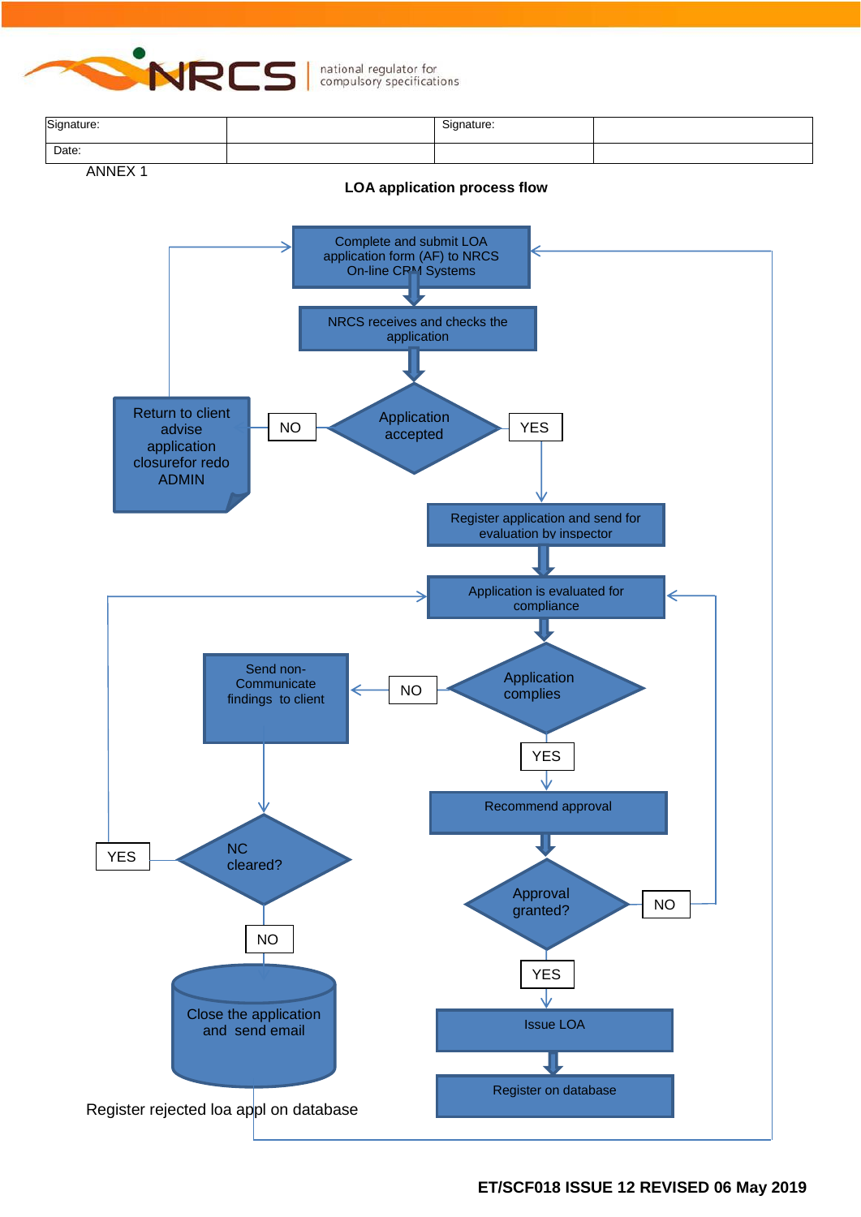| Signature: | | Signature: | |
|---|---|---|---|
| Date: | | | |

ANNEX 1

**LOA application process flow**

Complete and submit LOA application form (AF) to NRCS On-line CRM Systems

NRCS receives and checks the application

Application accepted

NO

Return to client advise application closurefor redo ADMIN

YES

Register application and send for evaluation by inspector

Application is evaluated for compliance

Application complies

NO

Send non-Communicate findings to client

NC cleared?

YES

NO

Close the application and send email

Register rejected loa appl on database

YES

Recommend approval

Approval granted?

NO

YES

Issue LOA

Register on database

**ET/SCF018 ISSUE 12 REVISED 06 May 2019**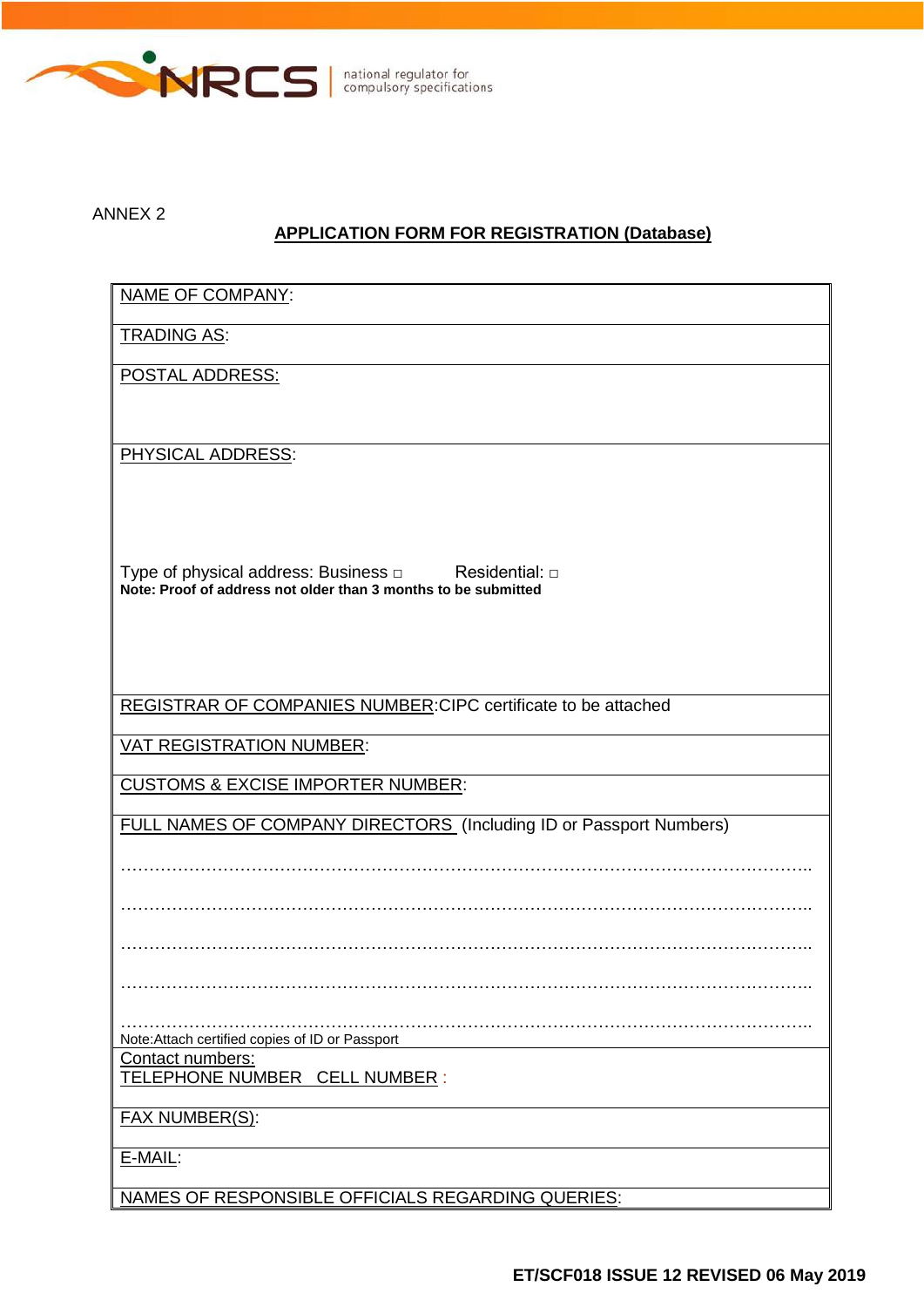ANNEX 2

## APPLICATION FORM FOR REGISTRATION (Database)

| |
|---|
| NAME OF COMPANY: |
| TRADING AS: |
| POSTAL ADDRESS: |
| PHYSICAL ADDRESS:<br><br>Type of physical address: Business □ Residential: □<br>**Note: Proof of address not older than 3 months to be submitted** |
| REGISTRAR OF COMPANIES NUMBER:CIPC certificate to be attached |
| VAT REGISTRATION NUMBER: |
| CUSTOMS & EXCISE IMPORTER NUMBER: |
| FULL NAMES OF COMPANY DIRECTORS (Including ID or Passport Numbers)<br>…………………………………………………………………………………………………..<br>…………………………………………………………………………………………………..<br>…………………………………………………………………………………………………..<br>…………………………………………………………………………………………………..<br>…………………………………………………………………………………………………..<br>Note:Attach certified copies of ID or Passport |
| Contact numbers:<br>TELEPHONE NUMBER CELL NUMBER : |
| FAX NUMBER(S): |
| E-MAIL: |
| NAMES OF RESPONSIBLE OFFICIALS REGARDING QUERIES: |

**ET/SCF018 ISSUE 12 REVISED 06 May 2019**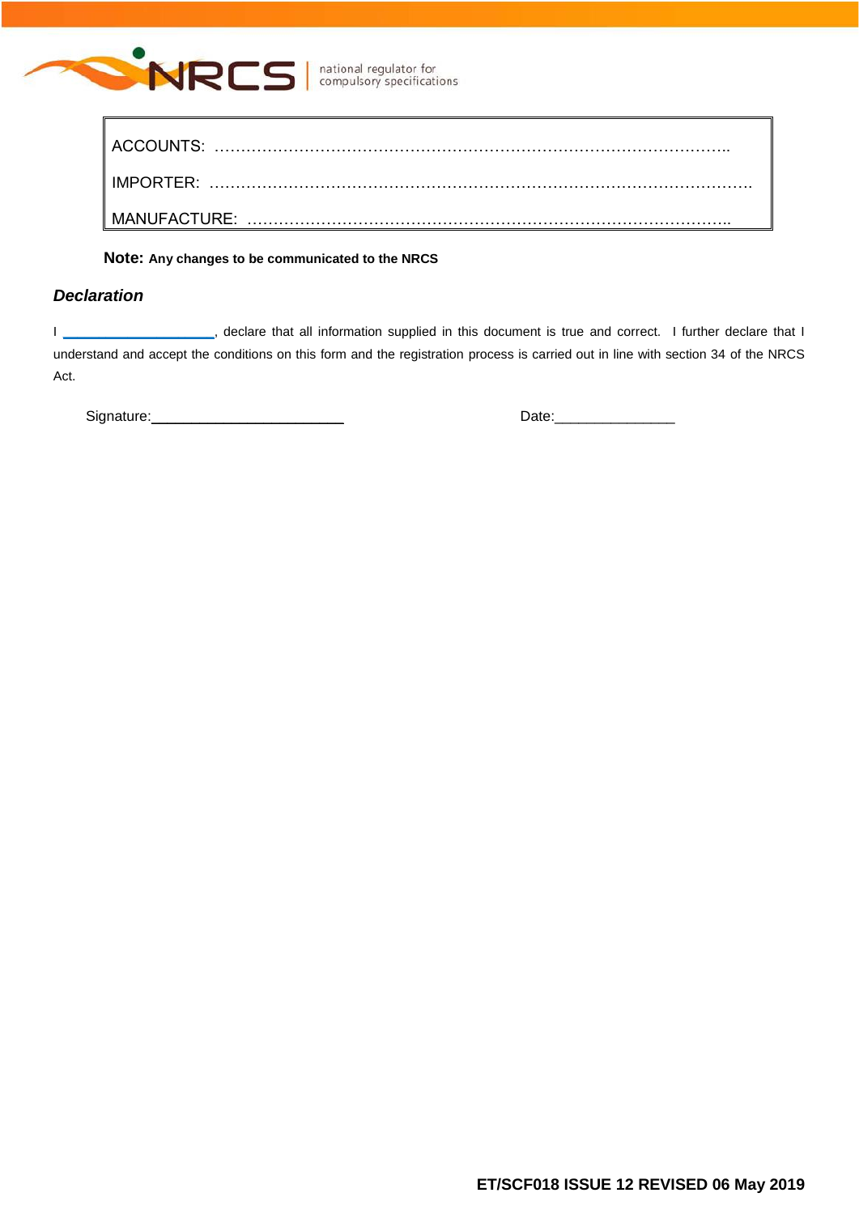| |
|---|
| ACCOUNTS: ……………………………………………………………………………….. |
| IMPORTER: ……………………………………………………………………………………. |
| MANUFACTURE: ……………………………………………………………………………….. |

**Note: Any changes to be communicated to the NRCS**

### *Declaration*

I ____________________, declare that all information supplied in this document is true and correct. I further declare that I understand and accept the conditions on this form and the registration process is carried out in line with section 34 of the NRCS Act.

Signature:_________________________ Date:_______________

**ET/SCF018 ISSUE 12 REVISED 06 May 2019**